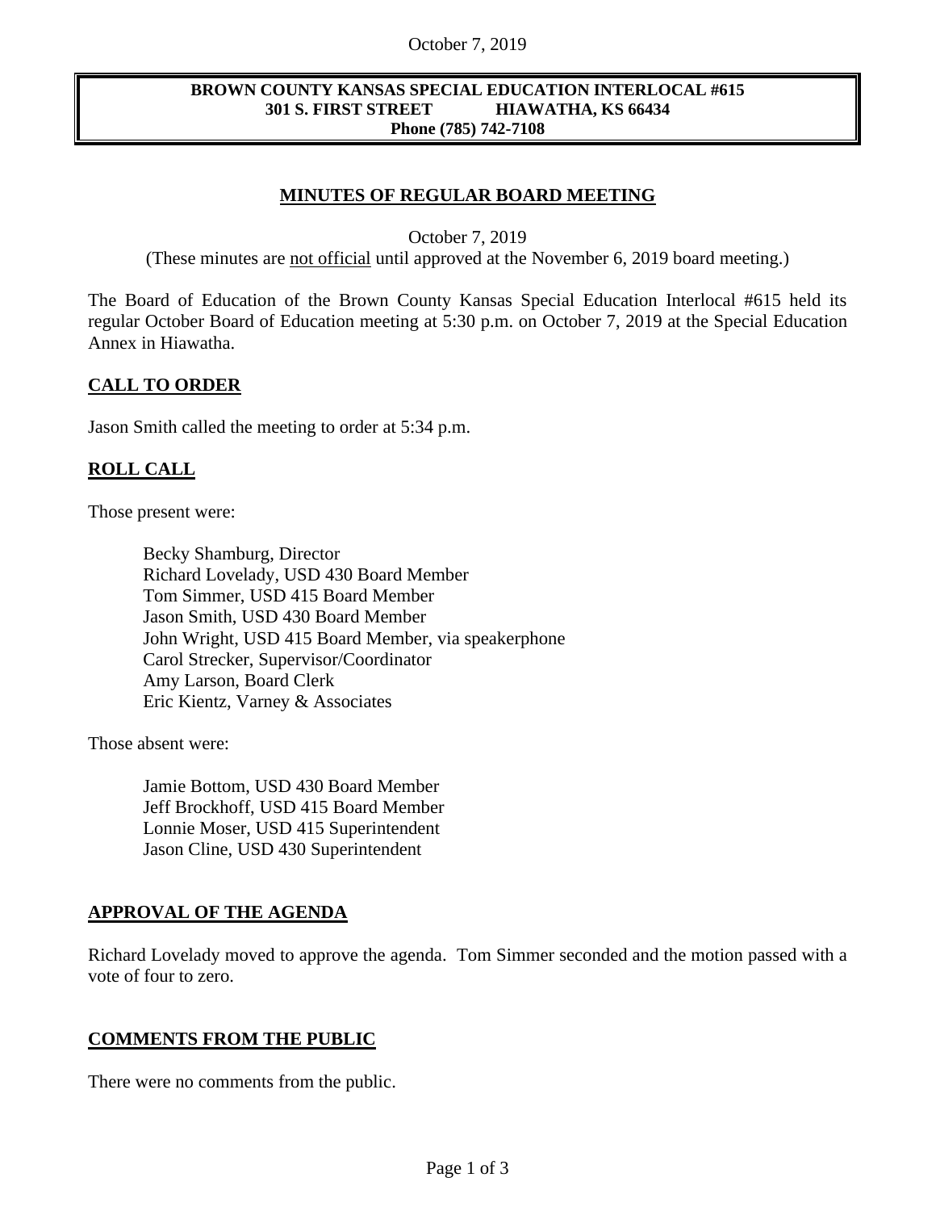**BROWN COUNTY KANSAS SPECIAL EDUCATION INTERLOCAL #615**
**301 S. FIRST STREET HIAWATHA, KS 66434**
**Phone (785) 742-7108**

# MINUTES OF REGULAR BOARD MEETING

October 7, 2019

(These minutes are not official until approved at the November 6, 2019 board meeting.)

The Board of Education of the Brown County Kansas Special Education Interlocal #615 held its regular October Board of Education meeting at 5:30 p.m. on October 7, 2019 at the Special Education Annex in Hiawatha.

## CALL TO ORDER

Jason Smith called the meeting to order at 5:34 p.m.

## ROLL CALL

Those present were:

Becky Shamburg, Director
Richard Lovelady, USD 430 Board Member
Tom Simmer, USD 415 Board Member
Jason Smith, USD 430 Board Member
John Wright, USD 415 Board Member, via speakerphone
Carol Strecker, Supervisor/Coordinator
Amy Larson, Board Clerk
Eric Kientz, Varney & Associates

Those absent were:

Jamie Bottom, USD 430 Board Member
Jeff Brockhoff, USD 415 Board Member
Lonnie Moser, USD 415 Superintendent
Jason Cline, USD 430 Superintendent

## APPROVAL OF THE AGENDA

Richard Lovelady moved to approve the agenda. Tom Simmer seconded and the motion passed with a vote of four to zero.

## COMMENTS FROM THE PUBLIC

There were no comments from the public.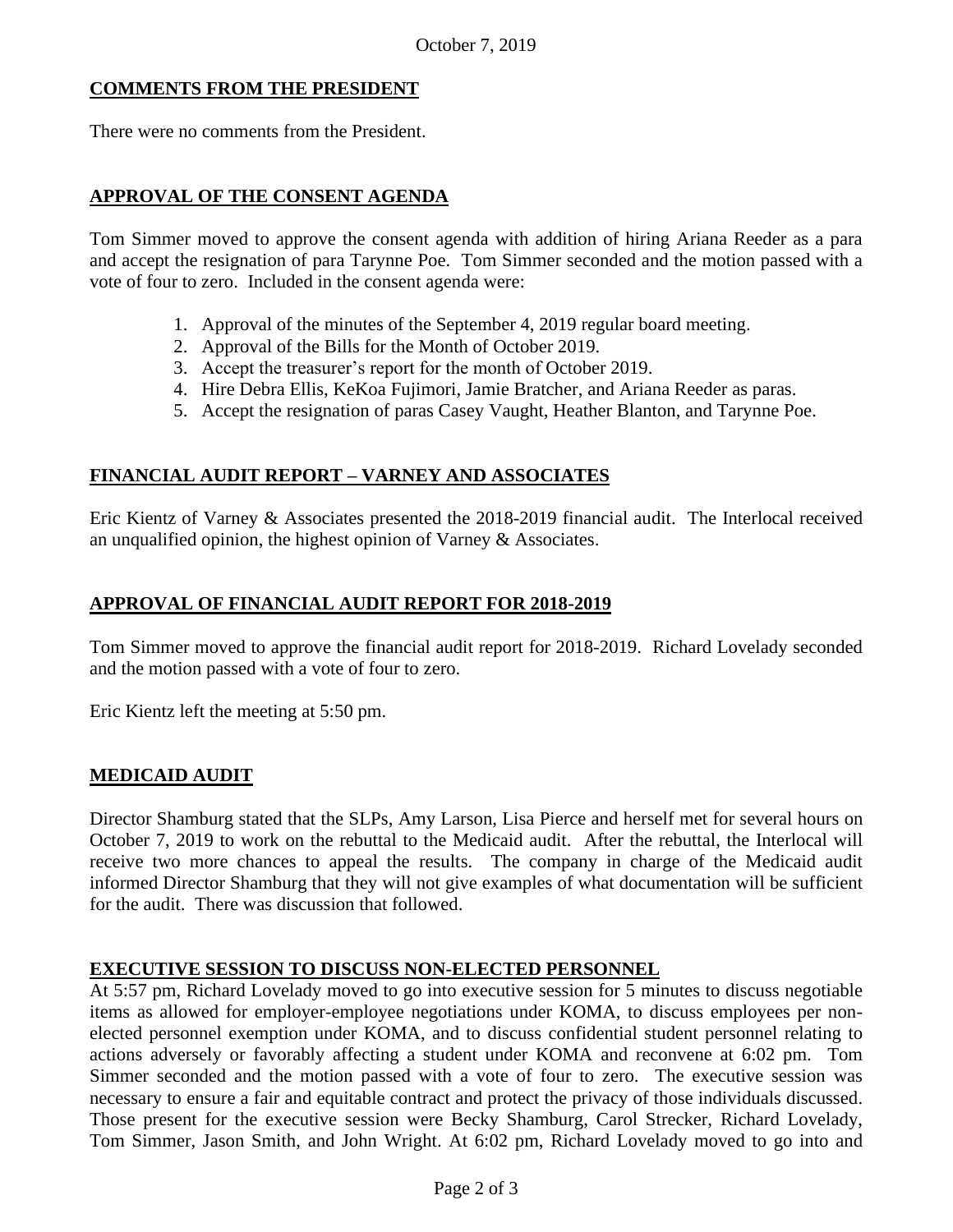October 7, 2019

## COMMENTS FROM THE PRESIDENT

There were no comments from the President.

## APPROVAL OF THE CONSENT AGENDA

Tom Simmer moved to approve the consent agenda with addition of hiring Ariana Reeder as a para and accept the resignation of para Tarynne Poe. Tom Simmer seconded and the motion passed with a vote of four to zero. Included in the consent agenda were:

1. Approval of the minutes of the September 4, 2019 regular board meeting.
2. Approval of the Bills for the Month of October 2019.
3. Accept the treasurer's report for the month of October 2019.
4. Hire Debra Ellis, KeKoa Fujimori, Jamie Bratcher, and Ariana Reeder as paras.
5. Accept the resignation of paras Casey Vaught, Heather Blanton, and Tarynne Poe.

## FINANCIAL AUDIT REPORT – VARNEY AND ASSOCIATES

Eric Kientz of Varney & Associates presented the 2018-2019 financial audit. The Interlocal received an unqualified opinion, the highest opinion of Varney & Associates.

## APPROVAL OF FINANCIAL AUDIT REPORT FOR 2018-2019

Tom Simmer moved to approve the financial audit report for 2018-2019. Richard Lovelady seconded and the motion passed with a vote of four to zero.

Eric Kientz left the meeting at 5:50 pm.

## MEDICAID AUDIT

Director Shamburg stated that the SLPs, Amy Larson, Lisa Pierce and herself met for several hours on October 7, 2019 to work on the rebuttal to the Medicaid audit. After the rebuttal, the Interlocal will receive two more chances to appeal the results. The company in charge of the Medicaid audit informed Director Shamburg that they will not give examples of what documentation will be sufficient for the audit. There was discussion that followed.

## EXECUTIVE SESSION TO DISCUSS NON-ELECTED PERSONNEL

At 5:57 pm, Richard Lovelady moved to go into executive session for 5 minutes to discuss negotiable items as allowed for employer-employee negotiations under KOMA, to discuss employees per non-elected personnel exemption under KOMA, and to discuss confidential student personnel relating to actions adversely or favorably affecting a student under KOMA and reconvene at 6:02 pm. Tom Simmer seconded and the motion passed with a vote of four to zero. The executive session was necessary to ensure a fair and equitable contract and protect the privacy of those individuals discussed. Those present for the executive session were Becky Shamburg, Carol Strecker, Richard Lovelady, Tom Simmer, Jason Smith, and John Wright. At 6:02 pm, Richard Lovelady moved to go into and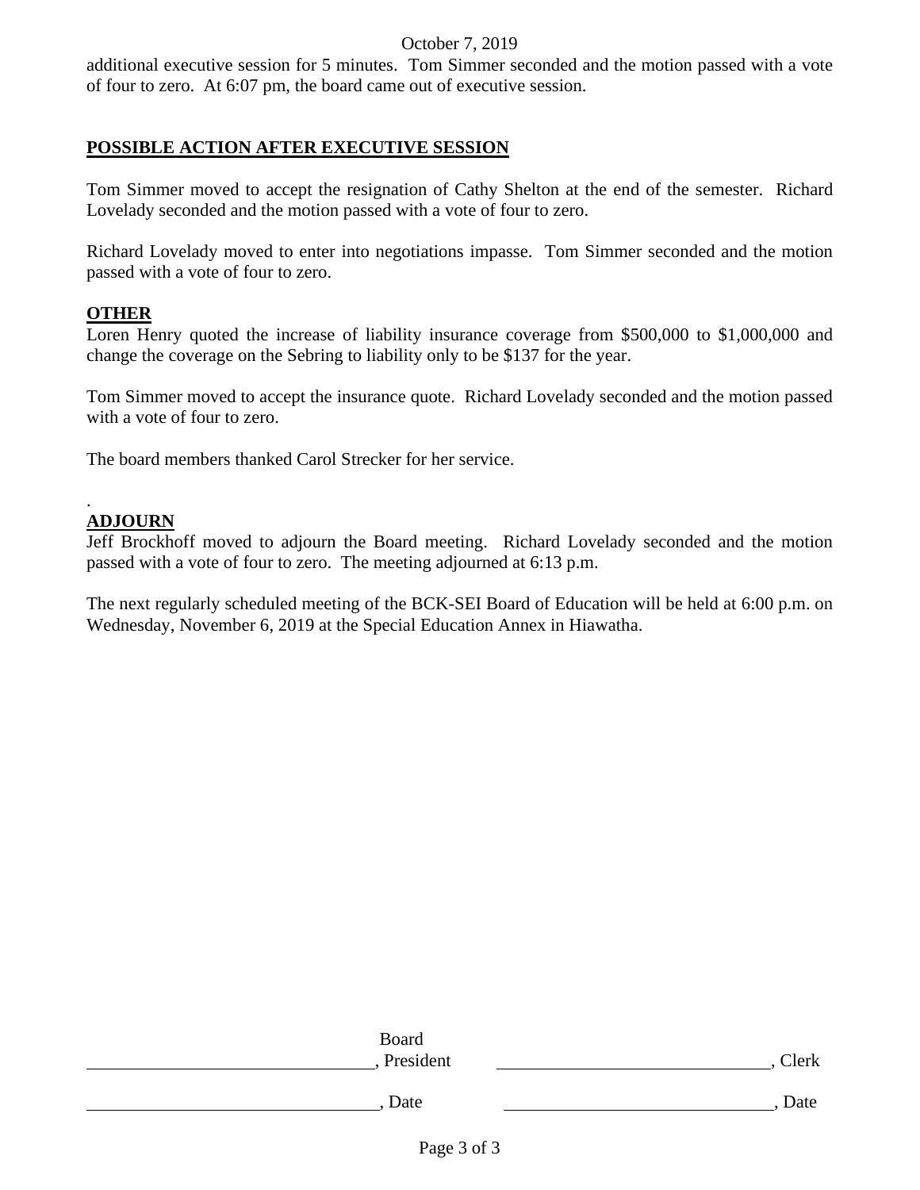additional executive session for 5 minutes. Tom Simmer seconded and the motion passed with a vote of four to zero. At 6:07 pm, the board came out of executive session.

## POSSIBLE ACTION AFTER EXECUTIVE SESSION

Tom Simmer moved to accept the resignation of Cathy Shelton at the end of the semester. Richard Lovelady seconded and the motion passed with a vote of four to zero.

Richard Lovelady moved to enter into negotiations impasse. Tom Simmer seconded and the motion passed with a vote of four to zero.

## OTHER

Loren Henry quoted the increase of liability insurance coverage from $500,000 to $1,000,000 and change the coverage on the Sebring to liability only to be $137 for the year.

Tom Simmer moved to accept the insurance quote. Richard Lovelady seconded and the motion passed with a vote of four to zero.

The board members thanked Carol Strecker for her service.

.

## ADJOURN

Jeff Brockhoff moved to adjourn the Board meeting. Richard Lovelady seconded and the motion passed with a vote of four to zero. The meeting adjourned at 6:13 p.m.

The next regularly scheduled meeting of the BCK-SEI Board of Education will be held at 6:00 p.m. on Wednesday, November 6, 2019 at the Special Education Annex in Hiawatha.

Board

______________________________, President    ______________________________, Clerk

______________________________, Date    ______________________________, Date